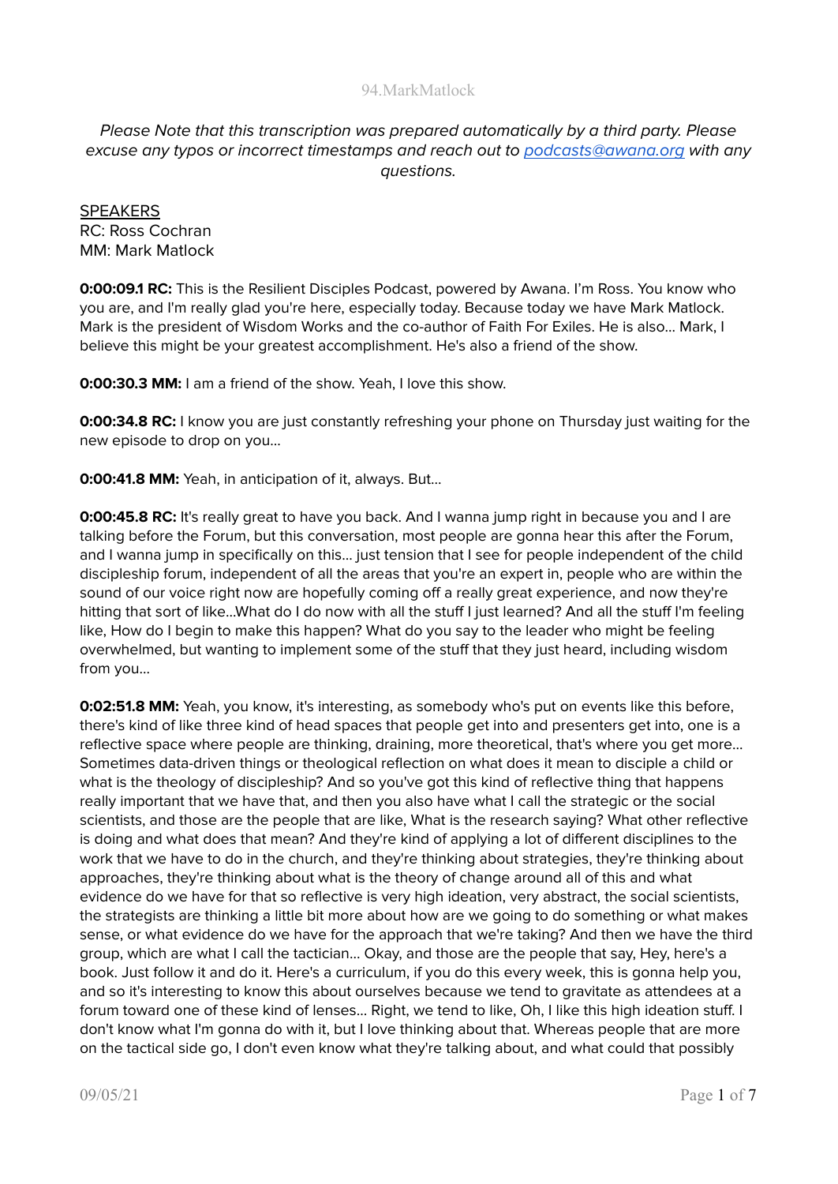# 94.MarkMatlock

*Please Note that this transcription was prepared automatically by a third party. Please excuse any typos or incorrect timestamps and reach out to [podcasts@awana.org](mailto:podcasts@awana.org) with any questions.*

SPEAKERS
RC: Ross Cochran
MM: Mark Matlock

**0:00:09.1 RC:** This is the Resilient Disciples Podcast, powered by Awana. I'm Ross. You know who you are, and I'm really glad you're here, especially today. Because today we have Mark Matlock. Mark is the president of Wisdom Works and the co-author of Faith For Exiles. He is also... Mark, I believe this might be your greatest accomplishment. He's also a friend of the show.

**0:00:30.3 MM:** I am a friend of the show. Yeah, I love this show.

**0:00:34.8 RC:** I know you are just constantly refreshing your phone on Thursday just waiting for the new episode to drop on you...

**0:00:41.8 MM:** Yeah, in anticipation of it, always. But...

**0:00:45.8 RC:** It's really great to have you back. And I wanna jump right in because you and I are talking before the Forum, but this conversation, most people are gonna hear this after the Forum, and I wanna jump in specifically on this... just tension that I see for people independent of the child discipleship forum, independent of all the areas that you're an expert in, people who are within the sound of our voice right now are hopefully coming off a really great experience, and now they're hitting that sort of like...What do I do now with all the stuff I just learned? And all the stuff I'm feeling like, How do I begin to make this happen? What do you say to the leader who might be feeling overwhelmed, but wanting to implement some of the stuff that they just heard, including wisdom from you...

**0:02:51.8 MM:** Yeah, you know, it's interesting, as somebody who's put on events like this before, there's kind of like three kind of head spaces that people get into and presenters get into, one is a reflective space where people are thinking, draining, more theoretical, that's where you get more... Sometimes data-driven things or theological reflection on what does it mean to disciple a child or what is the theology of discipleship? And so you've got this kind of reflective thing that happens really important that we have that, and then you also have what I call the strategic or the social scientists, and those are the people that are like, What is the research saying? What other reflective is doing and what does that mean? And they're kind of applying a lot of different disciplines to the work that we have to do in the church, and they're thinking about strategies, they're thinking about approaches, they're thinking about what is the theory of change around all of this and what evidence do we have for that so reflective is very high ideation, very abstract, the social scientists, the strategists are thinking a little bit more about how are we going to do something or what makes sense, or what evidence do we have for the approach that we're taking? And then we have the third group, which are what I call the tactician... Okay, and those are the people that say, Hey, here's a book. Just follow it and do it. Here's a curriculum, if you do this every week, this is gonna help you, and so it's interesting to know this about ourselves because we tend to gravitate as attendees at a forum toward one of these kind of lenses... Right, we tend to like, Oh, I like this high ideation stuff. I don't know what I'm gonna do with it, but I love thinking about that. Whereas people that are more on the tactical side go, I don't even know what they're talking about, and what could that possibly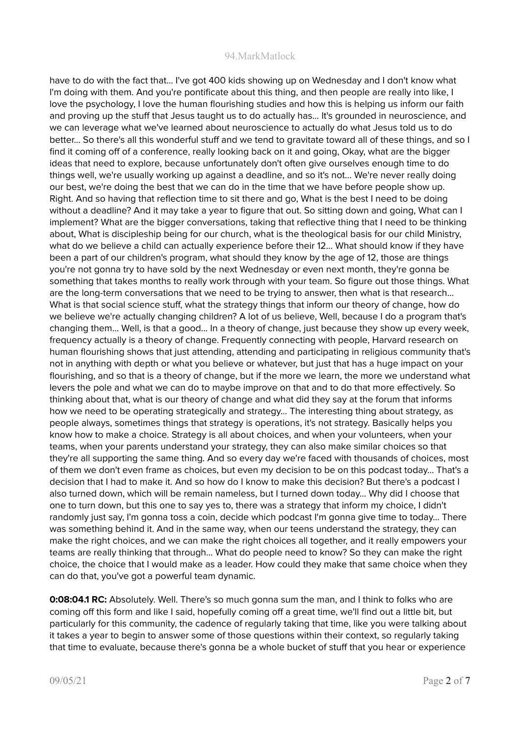have to do with the fact that... I've got 400 kids showing up on Wednesday and I don't know what I'm doing with them. And you're pontificate about this thing, and then people are really into like, I love the psychology, I love the human flourishing studies and how this is helping us inform our faith and proving up the stuff that Jesus taught us to do actually has... It's grounded in neuroscience, and we can leverage what we've learned about neuroscience to actually do what Jesus told us to do better... So there's all this wonderful stuff and we tend to gravitate toward all of these things, and so I find it coming off of a conference, really looking back on it and going, Okay, what are the bigger ideas that need to explore, because unfortunately don't often give ourselves enough time to do things well, we're usually working up against a deadline, and so it's not... We're never really doing our best, we're doing the best that we can do in the time that we have before people show up. Right. And so having that reflection time to sit there and go, What is the best I need to be doing without a deadline? And it may take a year to figure that out. So sitting down and going, What can I implement? What are the bigger conversations, taking that reflective thing that I need to be thinking about, What is discipleship being for our church, what is the theological basis for our child Ministry, what do we believe a child can actually experience before their 12... What should know if they have been a part of our children's program, what should they know by the age of 12, those are things you're not gonna try to have sold by the next Wednesday or even next month, they're gonna be something that takes months to really work through with your team. So figure out those things. What are the long-term conversations that we need to be trying to answer, then what is that research... What is that social science stuff, what the strategy things that inform our theory of change, how do we believe we're actually changing children? A lot of us believe, Well, because I do a program that's changing them... Well, is that a good... In a theory of change, just because they show up every week, frequency actually is a theory of change. Frequently connecting with people, Harvard research on human flourishing shows that just attending, attending and participating in religious community that's not in anything with depth or what you believe or whatever, but just that has a huge impact on your flourishing, and so that is a theory of change, but if the more we learn, the more we understand what levers the pole and what we can do to maybe improve on that and to do that more effectively. So thinking about that, what is our theory of change and what did they say at the forum that informs how we need to be operating strategically and strategy... The interesting thing about strategy, as people always, sometimes things that strategy is operations, it's not strategy. Basically helps you know how to make a choice. Strategy is all about choices, and when your volunteers, when your teams, when your parents understand your strategy, they can also make similar choices so that they're all supporting the same thing. And so every day we're faced with thousands of choices, most of them we don't even frame as choices, but even my decision to be on this podcast today... That's a decision that I had to make it. And so how do I know to make this decision? But there's a podcast I also turned down, which will be remain nameless, but I turned down today... Why did I choose that one to turn down, but this one to say yes to, there was a strategy that inform my choice, I didn't randomly just say, I'm gonna toss a coin, decide which podcast I'm gonna give time to today... There was something behind it. And in the same way, when our teens understand the strategy, they can make the right choices, and we can make the right choices all together, and it really empowers your teams are really thinking that through... What do people need to know? So they can make the right choice, the choice that I would make as a leader. How could they make that same choice when they can do that, you've got a powerful team dynamic.

**0:08:04.1 RC:** Absolutely. Well. There's so much gonna sum the man, and I think to folks who are coming off this form and like I said, hopefully coming off a great time, we'll find out a little bit, but particularly for this community, the cadence of regularly taking that time, like you were talking about it takes a year to begin to answer some of those questions within their context, so regularly taking that time to evaluate, because there's gonna be a whole bucket of stuff that you hear or experience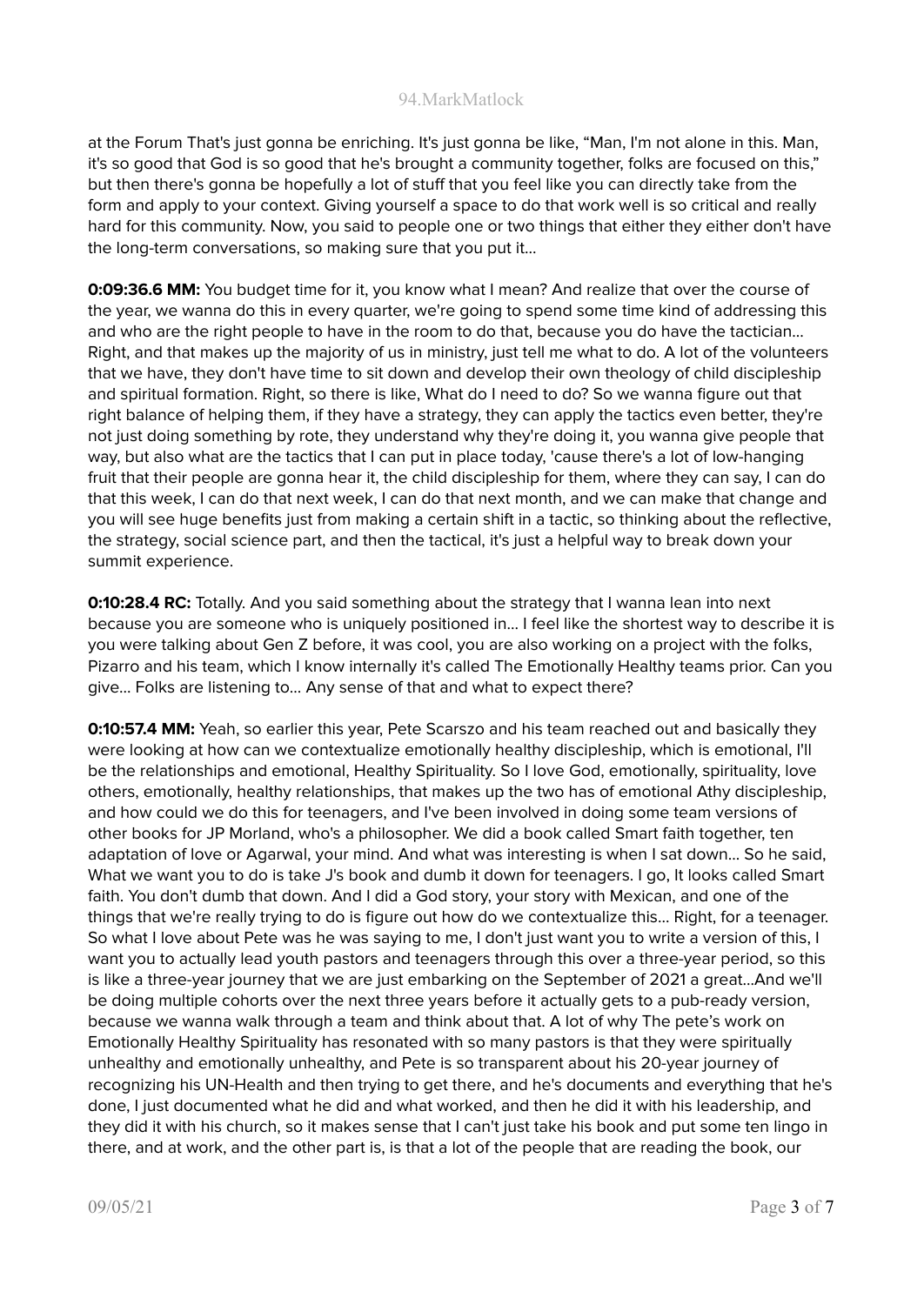at the Forum That's just gonna be enriching. It's just gonna be like, "Man, I'm not alone in this. Man, it's so good that God is so good that he's brought a community together, folks are focused on this," but then there's gonna be hopefully a lot of stuff that you feel like you can directly take from the form and apply to your context. Giving yourself a space to do that work well is so critical and really hard for this community. Now, you said to people one or two things that either they either don't have the long-term conversations, so making sure that you put it...

**0:09:36.6 MM:** You budget time for it, you know what I mean? And realize that over the course of the year, we wanna do this in every quarter, we're going to spend some time kind of addressing this and who are the right people to have in the room to do that, because you do have the tactician... Right, and that makes up the majority of us in ministry, just tell me what to do. A lot of the volunteers that we have, they don't have time to sit down and develop their own theology of child discipleship and spiritual formation. Right, so there is like, What do I need to do? So we wanna figure out that right balance of helping them, if they have a strategy, they can apply the tactics even better, they're not just doing something by rote, they understand why they're doing it, you wanna give people that way, but also what are the tactics that I can put in place today, 'cause there's a lot of low-hanging fruit that their people are gonna hear it, the child discipleship for them, where they can say, I can do that this week, I can do that next week, I can do that next month, and we can make that change and you will see huge benefits just from making a certain shift in a tactic, so thinking about the reflective, the strategy, social science part, and then the tactical, it's just a helpful way to break down your summit experience.

**0:10:28.4 RC:** Totally. And you said something about the strategy that I wanna lean into next because you are someone who is uniquely positioned in... I feel like the shortest way to describe it is you were talking about Gen Z before, it was cool, you are also working on a project with the folks, Pizarro and his team, which I know internally it's called The Emotionally Healthy teams prior. Can you give... Folks are listening to... Any sense of that and what to expect there?

**0:10:57.4 MM:** Yeah, so earlier this year, Pete Scarszo and his team reached out and basically they were looking at how can we contextualize emotionally healthy discipleship, which is emotional, I'll be the relationships and emotional, Healthy Spirituality. So I love God, emotionally, spirituality, love others, emotionally, healthy relationships, that makes up the two has of emotional Athy discipleship, and how could we do this for teenagers, and I've been involved in doing some team versions of other books for JP Morland, who's a philosopher. We did a book called Smart faith together, ten adaptation of love or Agarwal, your mind. And what was interesting is when I sat down... So he said, What we want you to do is take J's book and dumb it down for teenagers. I go, It looks called Smart faith. You don't dumb that down. And I did a God story, your story with Mexican, and one of the things that we're really trying to do is figure out how do we contextualize this... Right, for a teenager. So what I love about Pete was he was saying to me, I don't just want you to write a version of this, I want you to actually lead youth pastors and teenagers through this over a three-year period, so this is like a three-year journey that we are just embarking on the September of 2021 a great...And we'll be doing multiple cohorts over the next three years before it actually gets to a pub-ready version, because we wanna walk through a team and think about that. A lot of why The pete's work on Emotionally Healthy Spirituality has resonated with so many pastors is that they were spiritually unhealthy and emotionally unhealthy, and Pete is so transparent about his 20-year journey of recognizing his UN-Health and then trying to get there, and he's documents and everything that he's done, I just documented what he did and what worked, and then he did it with his leadership, and they did it with his church, so it makes sense that I can't just take his book and put some ten lingo in there, and at work, and the other part is, is that a lot of the people that are reading the book, our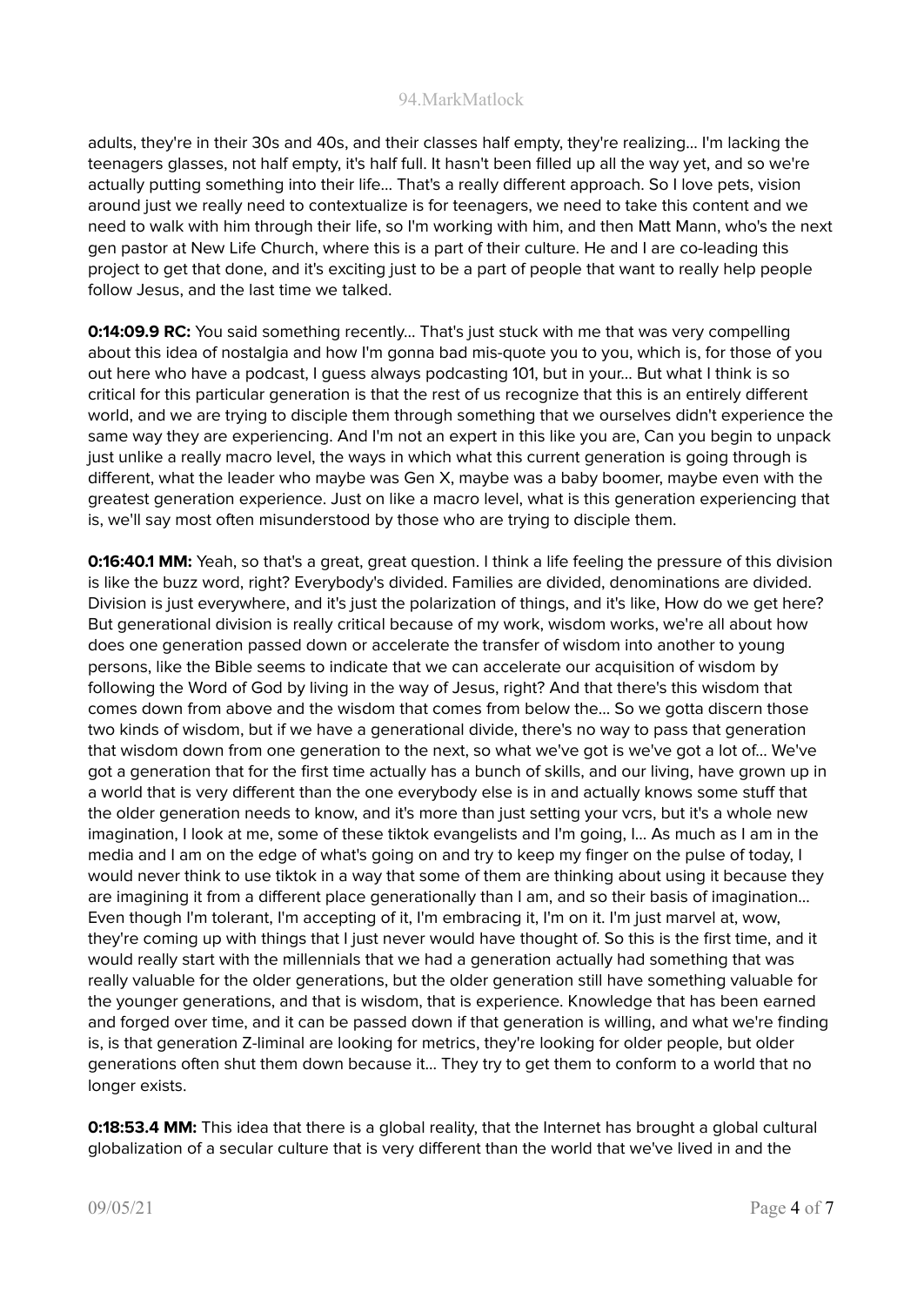adults, they're in their 30s and 40s, and their classes half empty, they're realizing... I'm lacking the teenagers glasses, not half empty, it's half full. It hasn't been filled up all the way yet, and so we're actually putting something into their life... That's a really different approach. So I love pets, vision around just we really need to contextualize is for teenagers, we need to take this content and we need to walk with him through their life, so I'm working with him, and then Matt Mann, who's the next gen pastor at New Life Church, where this is a part of their culture. He and I are co-leading this project to get that done, and it's exciting just to be a part of people that want to really help people follow Jesus, and the last time we talked.

**0:14:09.9 RC:** You said something recently... That's just stuck with me that was very compelling about this idea of nostalgia and how I'm gonna bad mis-quote you to you, which is, for those of you out here who have a podcast, I guess always podcasting 101, but in your... But what I think is so critical for this particular generation is that the rest of us recognize that this is an entirely different world, and we are trying to disciple them through something that we ourselves didn't experience the same way they are experiencing. And I'm not an expert in this like you are, Can you begin to unpack just unlike a really macro level, the ways in which what this current generation is going through is different, what the leader who maybe was Gen X, maybe was a baby boomer, maybe even with the greatest generation experience. Just on like a macro level, what is this generation experiencing that is, we'll say most often misunderstood by those who are trying to disciple them.

**0:16:40.1 MM:** Yeah, so that's a great, great question. I think a life feeling the pressure of this division is like the buzz word, right? Everybody's divided. Families are divided, denominations are divided. Division is just everywhere, and it's just the polarization of things, and it's like, How do we get here? But generational division is really critical because of my work, wisdom works, we're all about how does one generation passed down or accelerate the transfer of wisdom into another to young persons, like the Bible seems to indicate that we can accelerate our acquisition of wisdom by following the Word of God by living in the way of Jesus, right? And that there's this wisdom that comes down from above and the wisdom that comes from below the... So we gotta discern those two kinds of wisdom, but if we have a generational divide, there's no way to pass that generation that wisdom down from one generation to the next, so what we've got is we've got a lot of... We've got a generation that for the first time actually has a bunch of skills, and our living, have grown up in a world that is very different than the one everybody else is in and actually knows some stuff that the older generation needs to know, and it's more than just setting your vcrs, but it's a whole new imagination, I look at me, some of these tiktok evangelists and I'm going, I... As much as I am in the media and I am on the edge of what's going on and try to keep my finger on the pulse of today, I would never think to use tiktok in a way that some of them are thinking about using it because they are imagining it from a different place generationally than I am, and so their basis of imagination... Even though I'm tolerant, I'm accepting of it, I'm embracing it, I'm on it. I'm just marvel at, wow, they're coming up with things that I just never would have thought of. So this is the first time, and it would really start with the millennials that we had a generation actually had something that was really valuable for the older generations, but the older generation still have something valuable for the younger generations, and that is wisdom, that is experience. Knowledge that has been earned and forged over time, and it can be passed down if that generation is willing, and what we're finding is, is that generation Z-liminal are looking for metrics, they're looking for older people, but older generations often shut them down because it... They try to get them to conform to a world that no longer exists.

**0:18:53.4 MM:** This idea that there is a global reality, that the Internet has brought a global cultural globalization of a secular culture that is very different than the world that we've lived in and the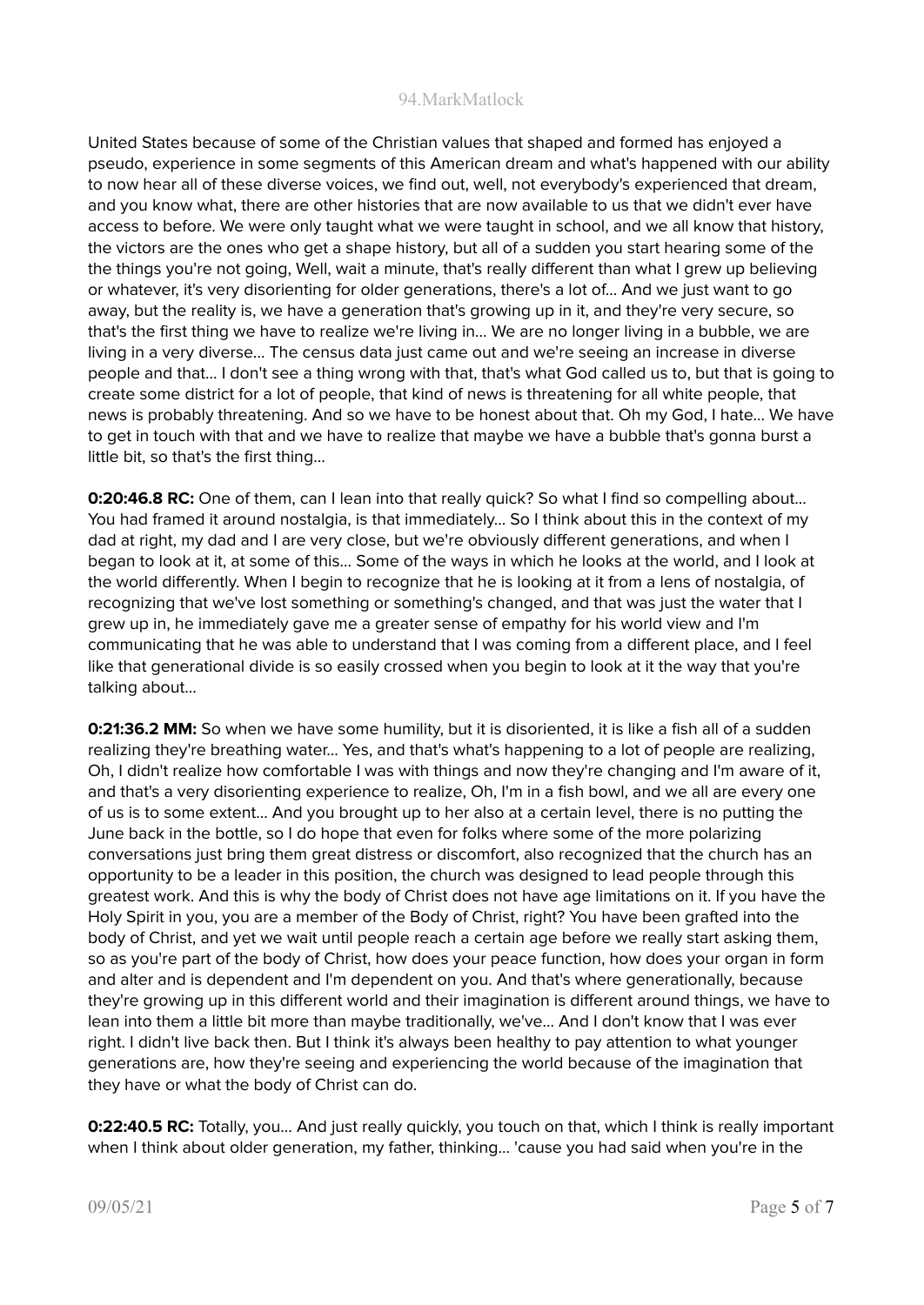United States because of some of the Christian values that shaped and formed has enjoyed a pseudo, experience in some segments of this American dream and what's happened with our ability to now hear all of these diverse voices, we find out, well, not everybody's experienced that dream, and you know what, there are other histories that are now available to us that we didn't ever have access to before. We were only taught what we were taught in school, and we all know that history, the victors are the ones who get a shape history, but all of a sudden you start hearing some of the the things you're not going, Well, wait a minute, that's really different than what I grew up believing or whatever, it's very disorienting for older generations, there's a lot of... And we just want to go away, but the reality is, we have a generation that's growing up in it, and they're very secure, so that's the first thing we have to realize we're living in... We are no longer living in a bubble, we are living in a very diverse... The census data just came out and we're seeing an increase in diverse people and that... I don't see a thing wrong with that, that's what God called us to, but that is going to create some district for a lot of people, that kind of news is threatening for all white people, that news is probably threatening. And so we have to be honest about that. Oh my God, I hate... We have to get in touch with that and we have to realize that maybe we have a bubble that's gonna burst a little bit, so that's the first thing...

**0:20:46.8 RC:** One of them, can I lean into that really quick? So what I find so compelling about... You had framed it around nostalgia, is that immediately... So I think about this in the context of my dad at right, my dad and I are very close, but we're obviously different generations, and when I began to look at it, at some of this... Some of the ways in which he looks at the world, and I look at the world differently. When I begin to recognize that he is looking at it from a lens of nostalgia, of recognizing that we've lost something or something's changed, and that was just the water that I grew up in, he immediately gave me a greater sense of empathy for his world view and I'm communicating that he was able to understand that I was coming from a different place, and I feel like that generational divide is so easily crossed when you begin to look at it the way that you're talking about...

**0:21:36.2 MM:** So when we have some humility, but it is disoriented, it is like a fish all of a sudden realizing they're breathing water... Yes, and that's what's happening to a lot of people are realizing, Oh, I didn't realize how comfortable I was with things and now they're changing and I'm aware of it, and that's a very disorienting experience to realize, Oh, I'm in a fish bowl, and we all are every one of us is to some extent... And you brought up to her also at a certain level, there is no putting the June back in the bottle, so I do hope that even for folks where some of the more polarizing conversations just bring them great distress or discomfort, also recognized that the church has an opportunity to be a leader in this position, the church was designed to lead people through this greatest work. And this is why the body of Christ does not have age limitations on it. If you have the Holy Spirit in you, you are a member of the Body of Christ, right? You have been grafted into the body of Christ, and yet we wait until people reach a certain age before we really start asking them, so as you're part of the body of Christ, how does your peace function, how does your organ in form and alter and is dependent and I'm dependent on you. And that's where generationally, because they're growing up in this different world and their imagination is different around things, we have to lean into them a little bit more than maybe traditionally, we've... And I don't know that I was ever right. I didn't live back then. But I think it's always been healthy to pay attention to what younger generations are, how they're seeing and experiencing the world because of the imagination that they have or what the body of Christ can do.

**0:22:40.5 RC:** Totally, you... And just really quickly, you touch on that, which I think is really important when I think about older generation, my father, thinking... 'cause you had said when you're in the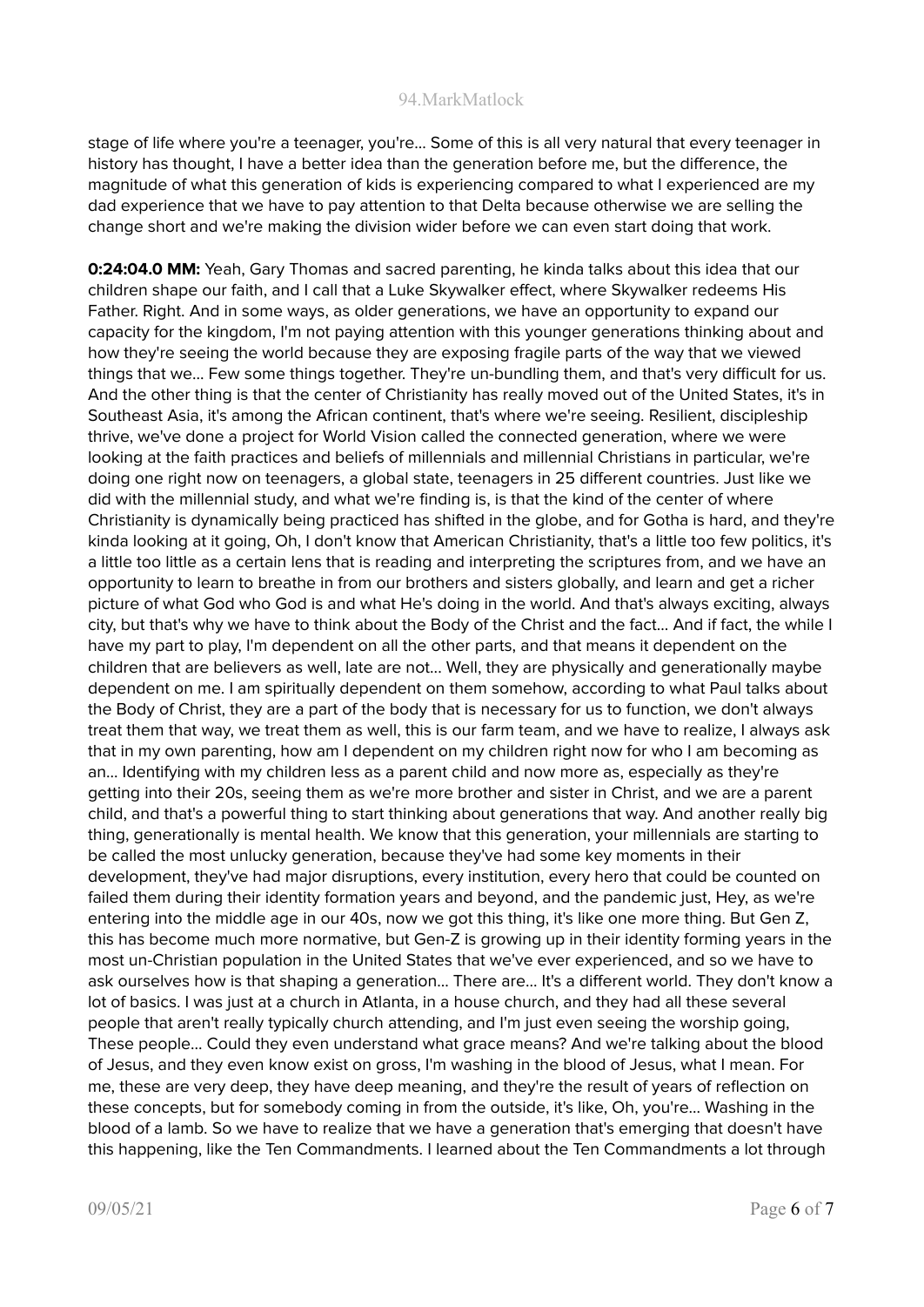stage of life where you're a teenager, you're... Some of this is all very natural that every teenager in history has thought, I have a better idea than the generation before me, but the difference, the magnitude of what this generation of kids is experiencing compared to what I experienced are my dad experience that we have to pay attention to that Delta because otherwise we are selling the change short and we're making the division wider before we can even start doing that work.

**0:24:04.0 MM:** Yeah, Gary Thomas and sacred parenting, he kinda talks about this idea that our children shape our faith, and I call that a Luke Skywalker effect, where Skywalker redeems His Father. Right. And in some ways, as older generations, we have an opportunity to expand our capacity for the kingdom, I'm not paying attention with this younger generations thinking about and how they're seeing the world because they are exposing fragile parts of the way that we viewed things that we... Few some things together. They're un-bundling them, and that's very difficult for us. And the other thing is that the center of Christianity has really moved out of the United States, it's in Southeast Asia, it's among the African continent, that's where we're seeing. Resilient, discipleship thrive, we've done a project for World Vision called the connected generation, where we were looking at the faith practices and beliefs of millennials and millennial Christians in particular, we're doing one right now on teenagers, a global state, teenagers in 25 different countries. Just like we did with the millennial study, and what we're finding is, is that the kind of the center of where Christianity is dynamically being practiced has shifted in the globe, and for Gotha is hard, and they're kinda looking at it going, Oh, I don't know that American Christianity, that's a little too few politics, it's a little too little as a certain lens that is reading and interpreting the scriptures from, and we have an opportunity to learn to breathe in from our brothers and sisters globally, and learn and get a richer picture of what God who God is and what He's doing in the world. And that's always exciting, always city, but that's why we have to think about the Body of the Christ and the fact... And if fact, the while I have my part to play, I'm dependent on all the other parts, and that means it dependent on the children that are believers as well, late are not... Well, they are physically and generationally maybe dependent on me. I am spiritually dependent on them somehow, according to what Paul talks about the Body of Christ, they are a part of the body that is necessary for us to function, we don't always treat them that way, we treat them as well, this is our farm team, and we have to realize, I always ask that in my own parenting, how am I dependent on my children right now for who I am becoming as an... Identifying with my children less as a parent child and now more as, especially as they're getting into their 20s, seeing them as we're more brother and sister in Christ, and we are a parent child, and that's a powerful thing to start thinking about generations that way. And another really big thing, generationally is mental health. We know that this generation, your millennials are starting to be called the most unlucky generation, because they've had some key moments in their development, they've had major disruptions, every institution, every hero that could be counted on failed them during their identity formation years and beyond, and the pandemic just, Hey, as we're entering into the middle age in our 40s, now we got this thing, it's like one more thing. But Gen Z, this has become much more normative, but Gen-Z is growing up in their identity forming years in the most un-Christian population in the United States that we've ever experienced, and so we have to ask ourselves how is that shaping a generation... There are... It's a different world. They don't know a lot of basics. I was just at a church in Atlanta, in a house church, and they had all these several people that aren't really typically church attending, and I'm just even seeing the worship going, These people... Could they even understand what grace means? And we're talking about the blood of Jesus, and they even know exist on gross, I'm washing in the blood of Jesus, what I mean. For me, these are very deep, they have deep meaning, and they're the result of years of reflection on these concepts, but for somebody coming in from the outside, it's like, Oh, you're... Washing in the blood of a lamb. So we have to realize that we have a generation that's emerging that doesn't have this happening, like the Ten Commandments. I learned about the Ten Commandments a lot through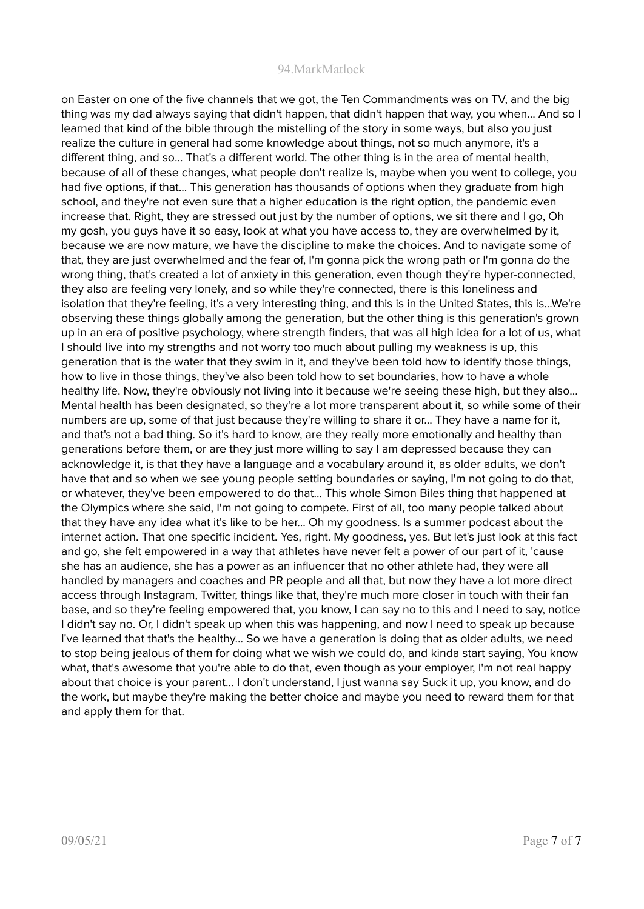on Easter on one of the five channels that we got, the Ten Commandments was on TV, and the big thing was my dad always saying that didn't happen, that didn't happen that way, you when... And so I learned that kind of the bible through the mistelling of the story in some ways, but also you just realize the culture in general had some knowledge about things, not so much anymore, it's a different thing, and so... That's a different world. The other thing is in the area of mental health, because of all of these changes, what people don't realize is, maybe when you went to college, you had five options, if that... This generation has thousands of options when they graduate from high school, and they're not even sure that a higher education is the right option, the pandemic even increase that. Right, they are stressed out just by the number of options, we sit there and I go, Oh my gosh, you guys have it so easy, look at what you have access to, they are overwhelmed by it, because we are now mature, we have the discipline to make the choices. And to navigate some of that, they are just overwhelmed and the fear of, I'm gonna pick the wrong path or I'm gonna do the wrong thing, that's created a lot of anxiety in this generation, even though they're hyper-connected, they also are feeling very lonely, and so while they're connected, there is this loneliness and isolation that they're feeling, it's a very interesting thing, and this is in the United States, this is...We're observing these things globally among the generation, but the other thing is this generation's grown up in an era of positive psychology, where strength finders, that was all high idea for a lot of us, what I should live into my strengths and not worry too much about pulling my weakness is up, this generation that is the water that they swim in it, and they've been told how to identify those things, how to live in those things, they've also been told how to set boundaries, how to have a whole healthy life. Now, they're obviously not living into it because we're seeing these high, but they also... Mental health has been designated, so they're a lot more transparent about it, so while some of their numbers are up, some of that just because they're willing to share it or... They have a name for it, and that's not a bad thing. So it's hard to know, are they really more emotionally and healthy than generations before them, or are they just more willing to say I am depressed because they can acknowledge it, is that they have a language and a vocabulary around it, as older adults, we don't have that and so when we see young people setting boundaries or saying, I'm not going to do that, or whatever, they've been empowered to do that... This whole Simon Biles thing that happened at the Olympics where she said, I'm not going to compete. First of all, too many people talked about that they have any idea what it's like to be her... Oh my goodness. Is a summer podcast about the internet action. That one specific incident. Yes, right. My goodness, yes. But let's just look at this fact and go, she felt empowered in a way that athletes have never felt a power of our part of it, 'cause she has an audience, she has a power as an influencer that no other athlete had, they were all handled by managers and coaches and PR people and all that, but now they have a lot more direct access through Instagram, Twitter, things like that, they're much more closer in touch with their fan base, and so they're feeling empowered that, you know, I can say no to this and I need to say, notice I didn't say no. Or, I didn't speak up when this was happening, and now I need to speak up because I've learned that that's the healthy... So we have a generation is doing that as older adults, we need to stop being jealous of them for doing what we wish we could do, and kinda start saying, You know what, that's awesome that you're able to do that, even though as your employer, I'm not real happy about that choice is your parent... I don't understand, I just wanna say Suck it up, you know, and do the work, but maybe they're making the better choice and maybe you need to reward them for that and apply them for that.